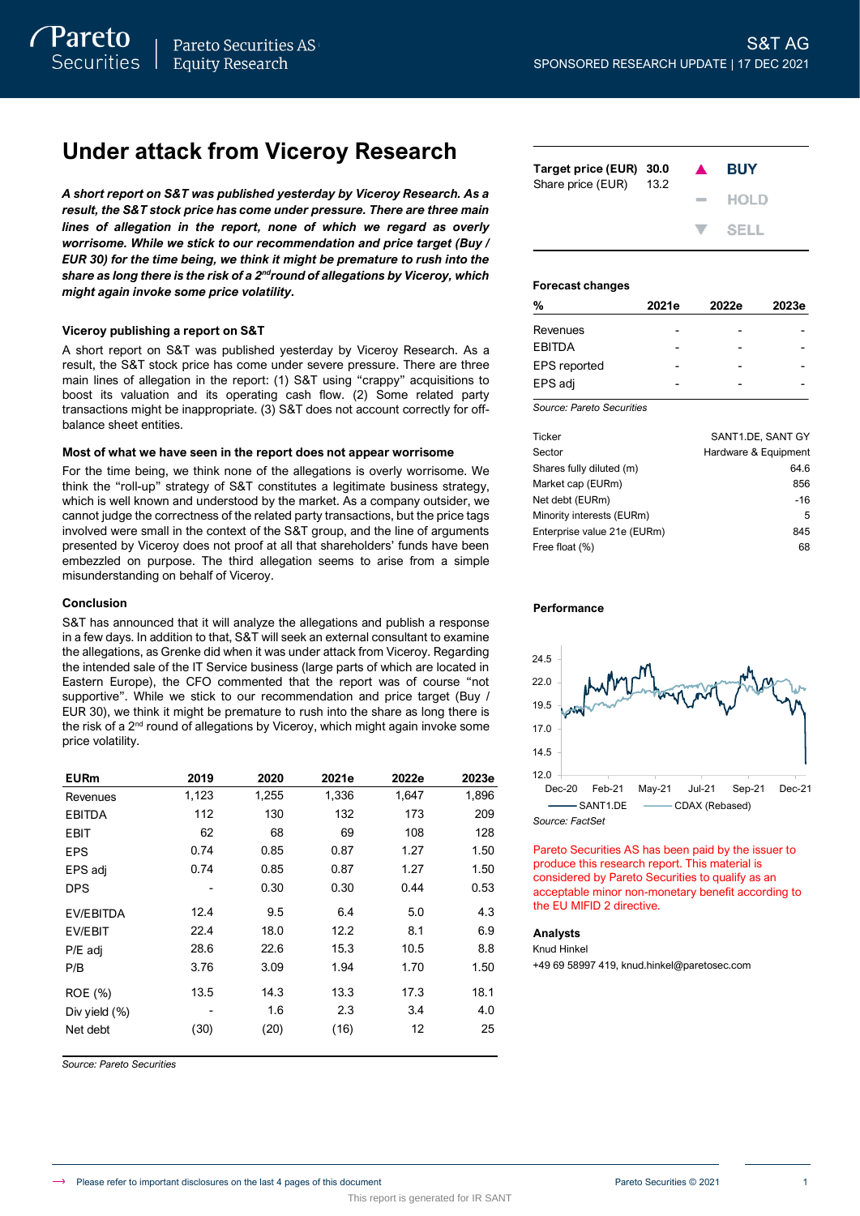# Under attack from Viceroy Research

***A short report on S&T was published yesterday by Viceroy Research. As a result, the S&T stock price has come under severe pressure. There are three main lines of allegation in the report, none of which we regard as overly worrisome. While we stick to our recommendation and price target (Buy / EUR 30) for the time being, we think it might be premature to rush into the share as long there is the risk of a 2nd round of allegations by Viceroy, which might again invoke some price volatility.***

### Viceroy publishing a report on S&T

A short report on S&T was published yesterday by Viceroy Research. As a result, the S&T stock price has come under severe pressure. There are three main lines of allegation in the report: (1) S&T using "crappy" acquisitions to boost its valuation and its operating cash flow. (2) Some related party transactions might be inappropriate. (3) S&T does not account correctly for off-balance sheet entities.

### Most of what we have seen in the report does not appear worrisome

For the time being, we think none of the allegations is overly worrisome. We think the "roll-up" strategy of S&T constitutes a legitimate business strategy, which is well known and understood by the market. As a company outsider, we cannot judge the correctness of the related party transactions, but the price tags involved were small in the context of the S&T group, and the line of arguments presented by Viceroy does not proof at all that shareholders' funds have been embezzled on purpose. The third allegation seems to arise from a simple misunderstanding on behalf of Viceroy.

### Conclusion

S&T has announced that it will analyze the allegations and publish a response in a few days. In addition to that, S&T will seek an external consultant to examine the allegations, as Grenke did when it was under attack from Viceroy. Regarding the intended sale of the IT Service business (large parts of which are located in Eastern Europe), the CFO commented that the report was of course "not supportive". While we stick to our recommendation and price target (Buy / EUR 30), we think it might be premature to rush into the share as long there is the risk of a 2nd round of allegations by Viceroy, which might again invoke some price volatility.

| EURm | 2019 | 2020 | 2021e | 2022e | 2023e |
|---|---|---|---|---|---|
| Revenues | 1,123 | 1,255 | 1,336 | 1,647 | 1,896 |
| EBITDA | 112 | 130 | 132 | 173 | 209 |
| EBIT | 62 | 68 | 69 | 108 | 128 |
| EPS | 0.74 | 0.85 | 0.87 | 1.27 | 1.50 |
| EPS adj | 0.74 | 0.85 | 0.87 | 1.27 | 1.50 |
| DPS | - | 0.30 | 0.30 | 0.44 | 0.53 |
| EV/EBITDA | 12.4 | 9.5 | 6.4 | 5.0 | 4.3 |
| EV/EBIT | 22.4 | 18.0 | 12.2 | 8.1 | 6.9 |
| P/E adj | 28.6 | 22.6 | 15.3 | 10.5 | 8.8 |
| P/B | 3.76 | 3.09 | 1.94 | 1.70 | 1.50 |
| ROE (%) | 13.5 | 14.3 | 13.3 | 17.3 | 18.1 |
| Div yield (%) | - | 1.6 | 2.3 | 3.4 | 4.0 |
| Net debt | (30) | (20) | (16) | 12 | 25 |

*Source: Pareto Securities*

| | |
|---|---|
| **Target price (EUR)** | **30.0** |
| Share price (EUR) | 13.2 |

**BUY** | HOLD | SELL

**Forecast changes**

| % | 2021e | 2022e | 2023e |
|---|---|---|---|
| Revenues | - | - | - |
| EBITDA | - | - | - |
| EPS reported | - | - | - |
| EPS adj | - | - | - |

*Source: Pareto Securities*

| | |
|---|---|
| Ticker | SANT1.DE, SANT GY |
| Sector | Hardware & Equipment |
| Shares fully diluted (m) | 64.6 |
| Market cap (EURm) | 856 |
| Net debt (EURm) | -16 |
| Minority interests (EURm) | 5 |
| Enterprise value 21e (EURm) | 845 |
| Free float (%) | 68 |

**Performance**

*Source: FactSet*

Pareto Securities AS has been paid by the issuer to produce this research report. This material is considered by Pareto Securities to qualify as an acceptable minor non-monetary benefit according to the EU MIFID 2 directive.

**Analysts**

Knud Hinkel

+49 69 58997 419, knud.hinkel@paretosec.com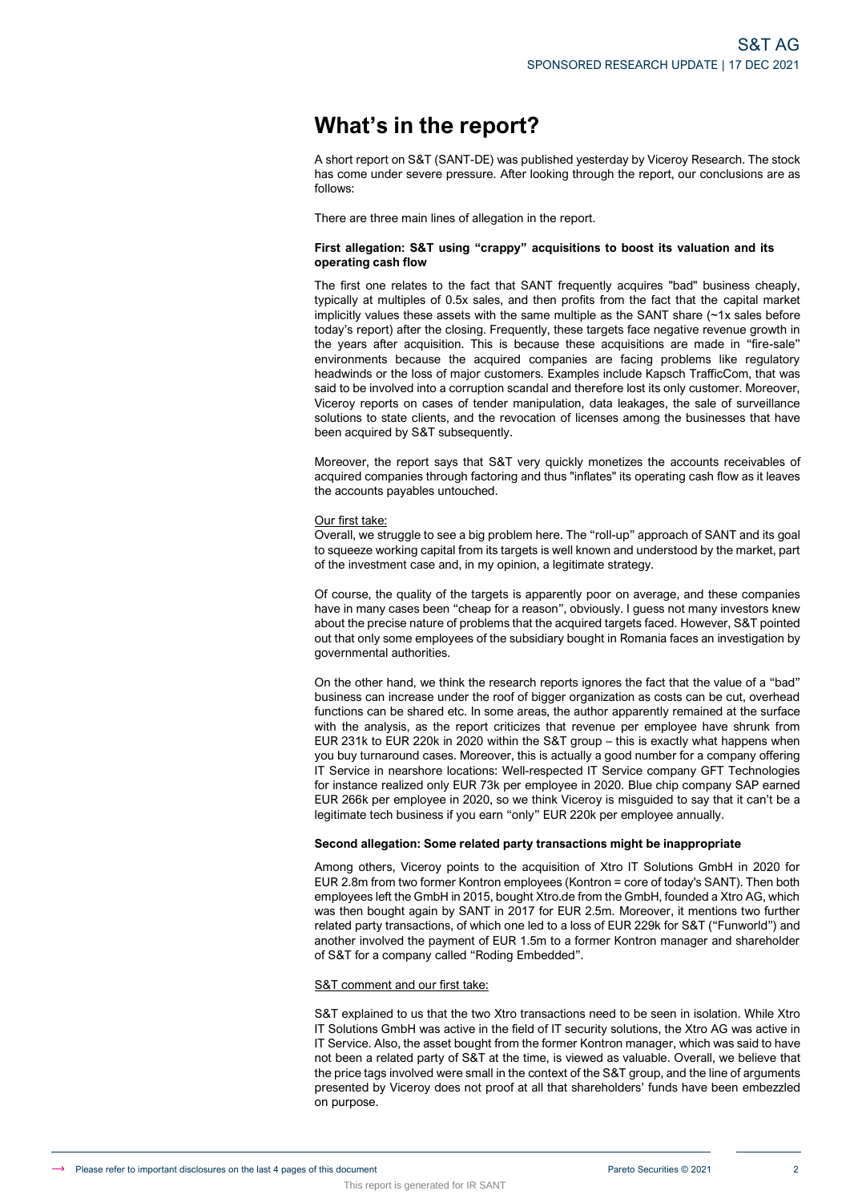# What's in the report?

A short report on S&T (SANT-DE) was published yesterday by Viceroy Research. The stock has come under severe pressure. After looking through the report, our conclusions are as follows:

There are three main lines of allegation in the report.

**First allegation: S&T using "crappy" acquisitions to boost its valuation and its operating cash flow**

The first one relates to the fact that SANT frequently acquires "bad" business cheaply, typically at multiples of 0.5x sales, and then profits from the fact that the capital market implicitly values these assets with the same multiple as the SANT share (~1x sales before today's report) after the closing. Frequently, these targets face negative revenue growth in the years after acquisition. This is because these acquisitions are made in "fire-sale" environments because the acquired companies are facing problems like regulatory headwinds or the loss of major customers. Examples include Kapsch TrafficCom, that was said to be involved into a corruption scandal and therefore lost its only customer. Moreover, Viceroy reports on cases of tender manipulation, data leakages, the sale of surveillance solutions to state clients, and the revocation of licenses among the businesses that have been acquired by S&T subsequently.

Moreover, the report says that S&T very quickly monetizes the accounts receivables of acquired companies through factoring and thus "inflates" its operating cash flow as it leaves the accounts payables untouched.

Our first take:

Overall, we struggle to see a big problem here. The "roll-up" approach of SANT and its goal to squeeze working capital from its targets is well known and understood by the market, part of the investment case and, in my opinion, a legitimate strategy.

Of course, the quality of the targets is apparently poor on average, and these companies have in many cases been "cheap for a reason", obviously. I guess not many investors knew about the precise nature of problems that the acquired targets faced. However, S&T pointed out that only some employees of the subsidiary bought in Romania faces an investigation by governmental authorities.

On the other hand, we think the research reports ignores the fact that the value of a "bad" business can increase under the roof of bigger organization as costs can be cut, overhead functions can be shared etc. In some areas, the author apparently remained at the surface with the analysis, as the report criticizes that revenue per employee have shrunk from EUR 231k to EUR 220k in 2020 within the S&T group – this is exactly what happens when you buy turnaround cases. Moreover, this is actually a good number for a company offering IT Service in nearshore locations: Well-respected IT Service company GFT Technologies for instance realized only EUR 73k per employee in 2020. Blue chip company SAP earned EUR 266k per employee in 2020, so we think Viceroy is misguided to say that it can't be a legitimate tech business if you earn "only" EUR 220k per employee annually.

**Second allegation: Some related party transactions might be inappropriate**

Among others, Viceroy points to the acquisition of Xtro IT Solutions GmbH in 2020 for EUR 2.8m from two former Kontron employees (Kontron = core of today's SANT). Then both employees left the GmbH in 2015, bought Xtro.de from the GmbH, founded a Xtro AG, which was then bought again by SANT in 2017 for EUR 2.5m. Moreover, it mentions two further related party transactions, of which one led to a loss of EUR 229k for S&T ("Funworld") and another involved the payment of EUR 1.5m to a former Kontron manager and shareholder of S&T for a company called "Roding Embedded".

S&T comment and our first take:

S&T explained to us that the two Xtro transactions need to be seen in isolation. While Xtro IT Solutions GmbH was active in the field of IT security solutions, the Xtro AG was active in IT Service. Also, the asset bought from the former Kontron manager, which was said to have not been a related party of S&T at the time, is viewed as valuable. Overall, we believe that the price tags involved were small in the context of the S&T group, and the line of arguments presented by Viceroy does not proof at all that shareholders' funds have been embezzled on purpose.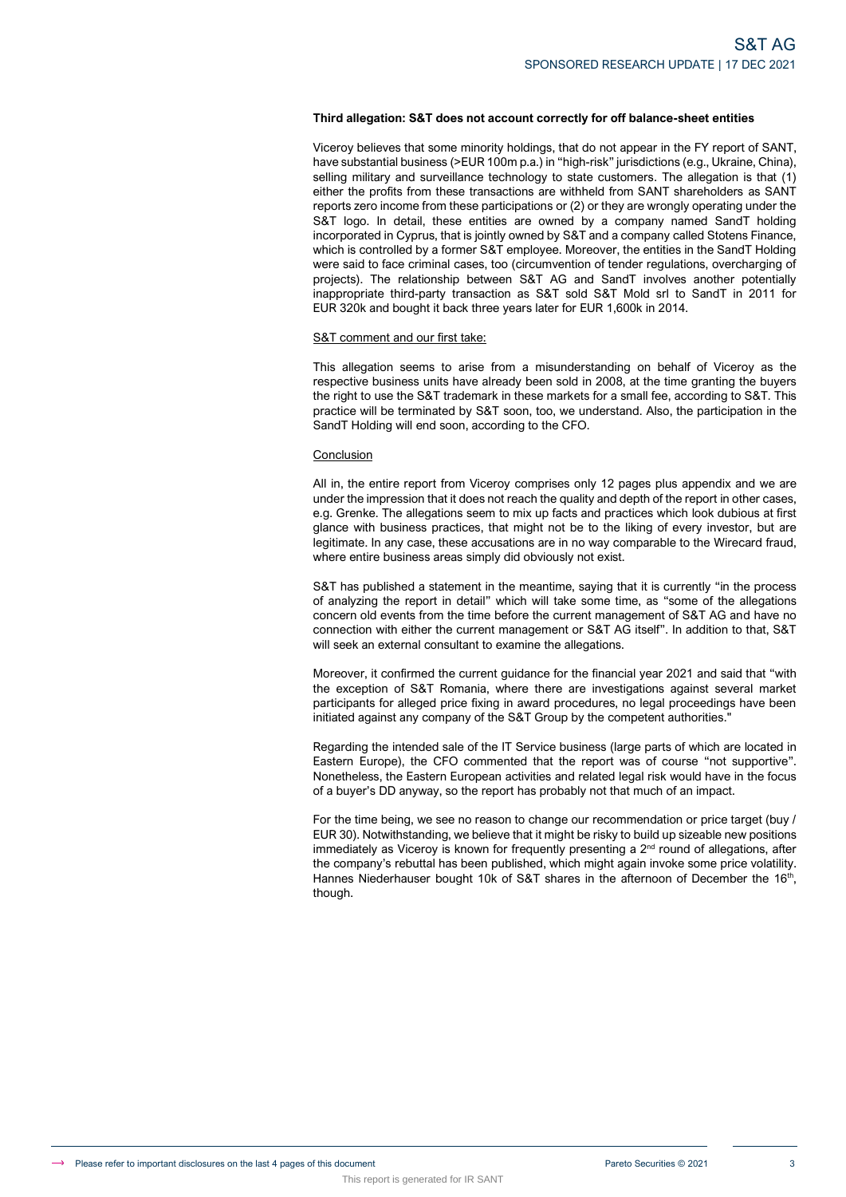**Third allegation: S&T does not account correctly for off balance-sheet entities**

Viceroy believes that some minority holdings, that do not appear in the FY report of SANT, have substantial business (>EUR 100m p.a.) in "high-risk" jurisdictions (e.g., Ukraine, China), selling military and surveillance technology to state customers. The allegation is that (1) either the profits from these transactions are withheld from SANT shareholders as SANT reports zero income from these participations or (2) or they are wrongly operating under the S&T logo. In detail, these entities are owned by a company named SandT holding incorporated in Cyprus, that is jointly owned by S&T and a company called Stotens Finance, which is controlled by a former S&T employee. Moreover, the entities in the SandT Holding were said to face criminal cases, too (circumvention of tender regulations, overcharging of projects). The relationship between S&T AG and SandT involves another potentially inappropriate third-party transaction as S&T sold S&T Mold srl to SandT in 2011 for EUR 320k and bought it back three years later for EUR 1,600k in 2014.

S&T comment and our first take:

This allegation seems to arise from a misunderstanding on behalf of Viceroy as the respective business units have already been sold in 2008, at the time granting the buyers the right to use the S&T trademark in these markets for a small fee, according to S&T. This practice will be terminated by S&T soon, too, we understand. Also, the participation in the SandT Holding will end soon, according to the CFO.

Conclusion

All in, the entire report from Viceroy comprises only 12 pages plus appendix and we are under the impression that it does not reach the quality and depth of the report in other cases, e.g. Grenke. The allegations seem to mix up facts and practices which look dubious at first glance with business practices, that might not be to the liking of every investor, but are legitimate. In any case, these accusations are in no way comparable to the Wirecard fraud, where entire business areas simply did obviously not exist.

S&T has published a statement in the meantime, saying that it is currently "in the process of analyzing the report in detail" which will take some time, as "some of the allegations concern old events from the time before the current management of S&T AG and have no connection with either the current management or S&T AG itself". In addition to that, S&T will seek an external consultant to examine the allegations.

Moreover, it confirmed the current guidance for the financial year 2021 and said that "with the exception of S&T Romania, where there are investigations against several market participants for alleged price fixing in award procedures, no legal proceedings have been initiated against any company of the S&T Group by the competent authorities."

Regarding the intended sale of the IT Service business (large parts of which are located in Eastern Europe), the CFO commented that the report was of course "not supportive". Nonetheless, the Eastern European activities and related legal risk would have in the focus of a buyer's DD anyway, so the report has probably not that much of an impact.

For the time being, we see no reason to change our recommendation or price target (buy / EUR 30). Notwithstanding, we believe that it might be risky to build up sizeable new positions immediately as Viceroy is known for frequently presenting a 2nd round of allegations, after the company's rebuttal has been published, which might again invoke some price volatility. Hannes Niederhauser bought 10k of S&T shares in the afternoon of December the 16th, though.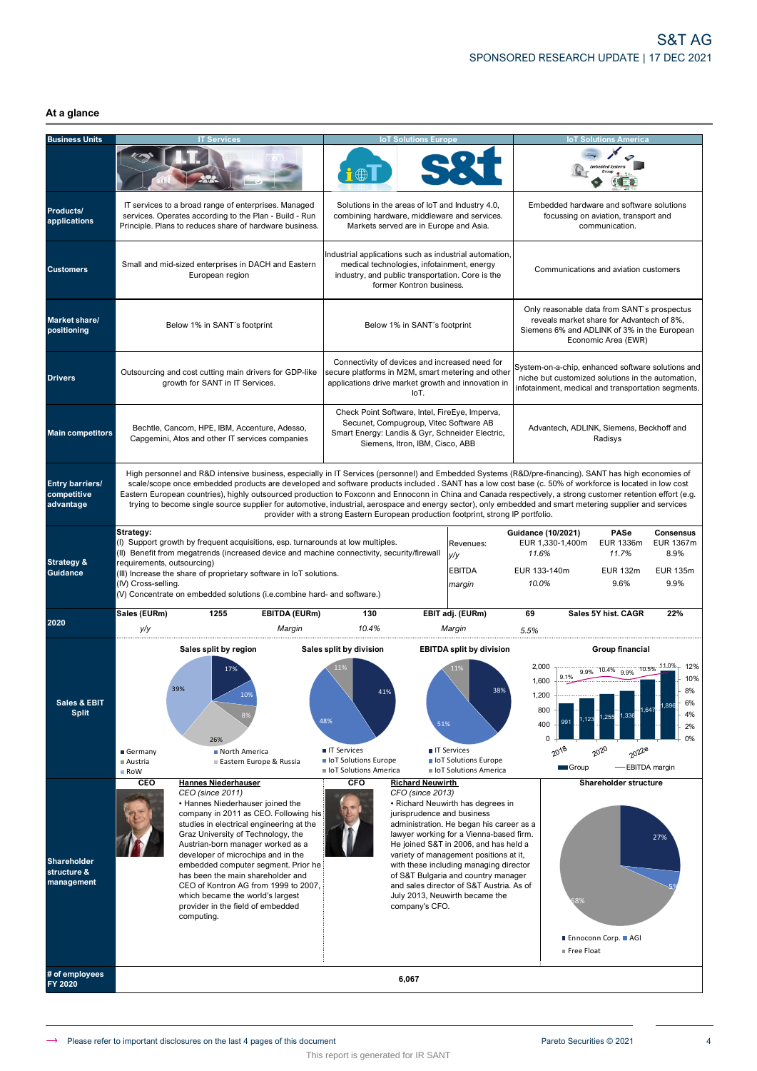## At a glance

| Business Units | IT Services | IoT Solutions Europe | IoT Solutions America |
|---|---|---|---|
| Products/ applications | IT services to a broad range of enterprises. Managed services. Operates according to the Plan - Build - Run Principle. Plans to reduces share of hardware business. | Solutions in the areas of IoT and Industry 4.0, combining hardware, middleware and services. Markets served are in Europe and Asia. | Embedded hardware and software solutions focussing on aviation, transport and communication. |
| Customers | Small and mid-sized enterprises in DACH and Eastern European region | Industrial applications such as industrial automation, medical technologies, infotainment, energy industry, and public transportation. Core is the former Kontron business. | Communications and aviation customers |
| Market share/ positioning | Below 1% in SANT´s footprint | Below 1% in SANT´s footprint | Only reasonable data from SANT´s prospectus reveals market share for Advantech of 8%, Siemens 6% and ADLINK of 3% in the European Economic Area (EWR) |
| Drivers | Outsourcing and cost cutting main drivers for GDP-like growth for SANT in IT Services. | Connectivity of devices and increased need for secure platforms in M2M, smart metering and other applications drive market growth and innovation in IoT. | System-on-a-chip, enhanced software solutions and niche but customized solutions in the automation, infotainment, medical and transportation segments. |
| Main competitors | Bechtle, Cancom, HPE, IBM, Accenture, Adesso, Capgemini, Atos and other IT services companies | Check Point Software, Intel, FireEye, Imperva, Secunet, Compugroup, Vitec Software AB Smart Energy: Landis & Gyr, Schneider Electric, Siemens, Itron, IBM, Cisco, ABB | Advantech, ADLINK, Siemens, Beckhoff and Radisys |

**Entry barriers/ competitive advantage**

High personnel and R&D intensive business, especially in IT Services (personnel) and Embedded Systems (R&D/pre-financing). SANT has high economies of scale/scope once embedded products are developed and software products included . SANT has a low cost base (c. 50% of workforce is located in low cost Eastern European countries), highly outsourced production to Foxconn and Ennoconn in China and Canada respectively, a strong customer retention effort (e.g. trying to become single source supplier for automotive, industrial, aerospace and energy sector), only embedded and smart metering supplier and services provider with a strong Eastern European production footprint, strong IP portfolio.

**Strategy & Guidance**

**Strategy:**
(I) Support growth by frequent acquisitions, esp. turnarounds at low multiples.
(II) Benefit from megatrends (increased device and machine connectivity, security/firewall requirements, outsourcing)
(III) Increase the share of proprietary software in IoT solutions.
(IV) Cross-selling.
(V) Concentrate on embedded solutions (i.e.combine hard- and software.)

| | Guidance (10/2021) | PASe | Consensus |
|---|---|---|---|
| Revenues: | EUR 1,330-1,400m | EUR 1336m | EUR 1367m |
| *y/y* | *11.6%* | *11.7%* | 8.9% |
| EBITDA | EUR 133-140m | EUR 132m | EUR 135m |
| *margin* | *10.0%* | 9.6% | 9.9% |

**2020**

| Sales (EURm) | 1255 | EBITDA (EURm) | 130 | EBIT adj. (EURm) | 69 | Sales 5Y hist. CAGR | 22% |
|---|---|---|---|---|---|---|---|
| *y/y* | | *Margin* | *10.4%* | *Margin* | *5.5%* | | |

**Sales & EBIT Split**

Sales split by region: Germany 17%, North America 10%, Austria 8%, Eastern Europe & Russia 26%, RoW 39%

Sales split by division: IT Services 41%, IoT Solutions Europe 48%, IoT Solutions America 11%

EBITDA split by division: IT Services 38%, IoT Solutions Europe 51%, IoT Solutions America 11%

Group financial:

| | 2018 | 2019 | 2020 | 2021e | 2022e | 2023e |
|---|---|---|---|---|---|---|
| Group | 991 | 1,123 | 1,255 | 1,336 | 1,647 | 1,896 |
| EBITDA margin | 9.1% | 9.9% | 10.4% | 9.9% | 10.5% | 11.0% |

**Shareholder structure & management**

**CEO** – Hannes Niederhauser
*CEO (since 2011)*
• Hannes Niederhauser joined the company in 2011 as CEO. Following his studies in electrical engineering at the Graz University of Technology, the Austrian-born manager worked as a developer of microchips and in the embedded computer segment. Prior he has been the main shareholder and CEO of Kontron AG from 1999 to 2007, which became the world's largest provider in the field of embedded computing.

**CFO** – Richard Neuwirth
*CFO (since 2013)*
• Richard Neuwirth has degrees in jurisprudence and business administration. He began his career as a lawyer working for a Vienna-based firm. He joined S&T in 2006, and has held a variety of management positions at it, with these including managing director of S&T Bulgaria and country manager and sales director of S&T Austria. As of July 2013, Neuwirth became the company's CFO.

**Shareholder structure:** Ennoconn Corp. 27%, AGI 5%, Free Float 68%

**# of employees FY 2020:** 6,067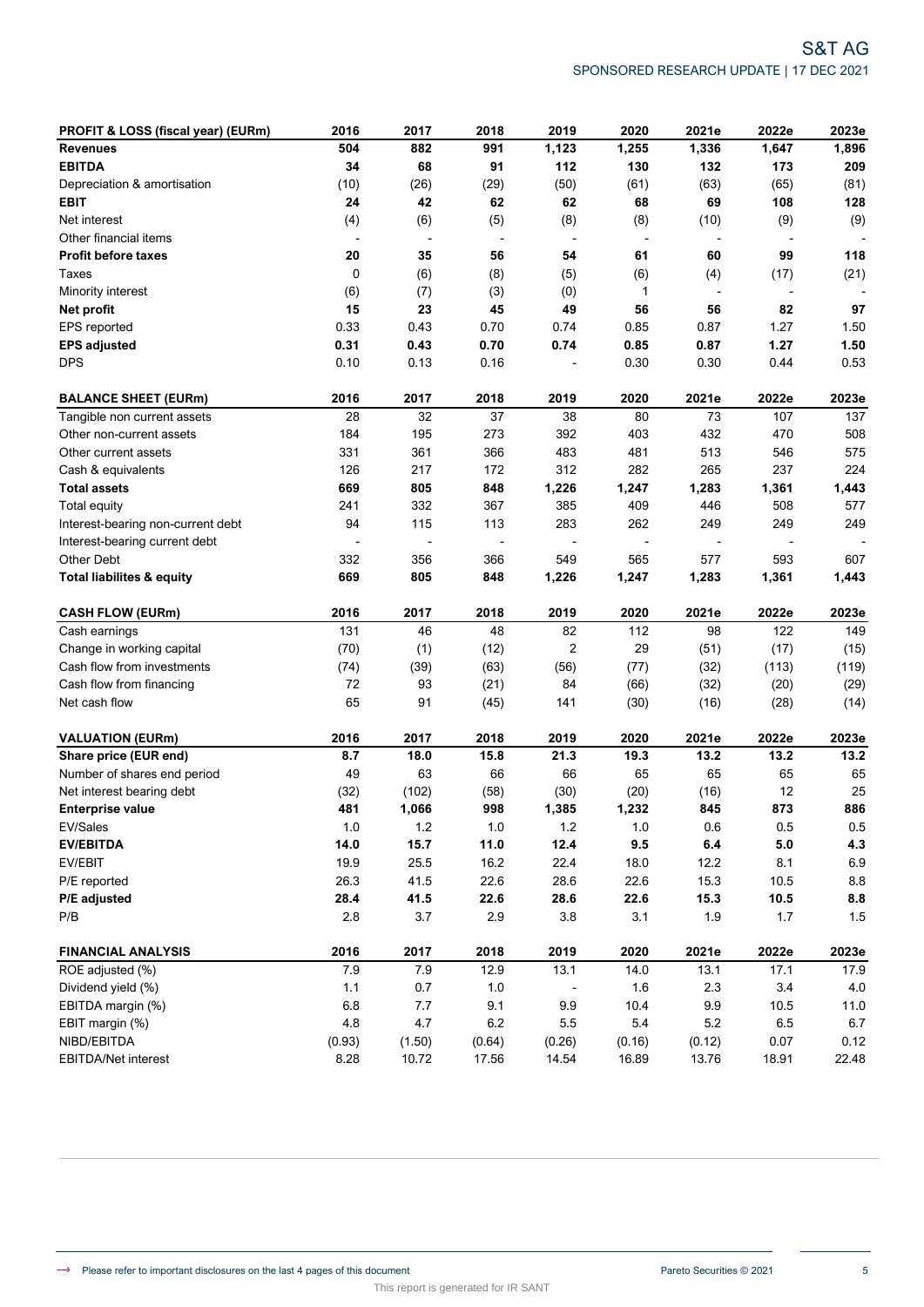| PROFIT & LOSS (fiscal year) (EURm) | 2016 | 2017 | 2018 | 2019 | 2020 | 2021e | 2022e | 2023e |
|---|---|---|---|---|---|---|---|---|
| **Revenues** | **504** | **882** | **991** | **1,123** | **1,255** | **1,336** | **1,647** | **1,896** |
| **EBITDA** | **34** | **68** | **91** | **112** | **130** | **132** | **173** | **209** |
| Depreciation & amortisation | (10) | (26) | (29) | (50) | (61) | (63) | (65) | (81) |
| **EBIT** | **24** | **42** | **62** | **62** | **68** | **69** | **108** | **128** |
| Net interest | (4) | (6) | (5) | (8) | (8) | (10) | (9) | (9) |
| Other financial items | - | - | - | - | - | - | - | - |
| **Profit before taxes** | **20** | **35** | **56** | **54** | **61** | **60** | **99** | **118** |
| Taxes | 0 | (6) | (8) | (5) | (6) | (4) | (17) | (21) |
| Minority interest | (6) | (7) | (3) | (0) | 1 | - | - | - |
| **Net profit** | **15** | **23** | **45** | **49** | **56** | **56** | **82** | **97** |
| EPS reported | 0.33 | 0.43 | 0.70 | 0.74 | 0.85 | 0.87 | 1.27 | 1.50 |
| **EPS adjusted** | **0.31** | **0.43** | **0.70** | **0.74** | **0.85** | **0.87** | **1.27** | **1.50** |
| DPS | 0.10 | 0.13 | 0.16 | - | 0.30 | 0.30 | 0.44 | 0.53 |

| BALANCE SHEET (EURm) | 2016 | 2017 | 2018 | 2019 | 2020 | 2021e | 2022e | 2023e |
|---|---|---|---|---|---|---|---|---|
| Tangible non current assets | 28 | 32 | 37 | 38 | 80 | 73 | 107 | 137 |
| Other non-current assets | 184 | 195 | 273 | 392 | 403 | 432 | 470 | 508 |
| Other current assets | 331 | 361 | 366 | 483 | 481 | 513 | 546 | 575 |
| Cash & equivalents | 126 | 217 | 172 | 312 | 282 | 265 | 237 | 224 |
| **Total assets** | **669** | **805** | **848** | **1,226** | **1,247** | **1,283** | **1,361** | **1,443** |
| Total equity | 241 | 332 | 367 | 385 | 409 | 446 | 508 | 577 |
| Interest-bearing non-current debt | 94 | 115 | 113 | 283 | 262 | 249 | 249 | 249 |
| Interest-bearing current debt | - | - | - | - | - | - | - | - |
| Other Debt | 332 | 356 | 366 | 549 | 565 | 577 | 593 | 607 |
| **Total liabilites & equity** | **669** | **805** | **848** | **1,226** | **1,247** | **1,283** | **1,361** | **1,443** |

| CASH FLOW (EURm) | 2016 | 2017 | 2018 | 2019 | 2020 | 2021e | 2022e | 2023e |
|---|---|---|---|---|---|---|---|---|
| Cash earnings | 131 | 46 | 48 | 82 | 112 | 98 | 122 | 149 |
| Change in working capital | (70) | (1) | (12) | 2 | 29 | (51) | (17) | (15) |
| Cash flow from investments | (74) | (39) | (63) | (56) | (77) | (32) | (113) | (119) |
| Cash flow from financing | 72 | 93 | (21) | 84 | (66) | (32) | (20) | (29) |
| Net cash flow | 65 | 91 | (45) | 141 | (30) | (16) | (28) | (14) |

| VALUATION (EURm) | 2016 | 2017 | 2018 | 2019 | 2020 | 2021e | 2022e | 2023e |
|---|---|---|---|---|---|---|---|---|
| **Share price (EUR end)** | **8.7** | **18.0** | **15.8** | **21.3** | **19.3** | **13.2** | **13.2** | **13.2** |
| Number of shares end period | 49 | 63 | 66 | 66 | 65 | 65 | 65 | 65 |
| Net interest bearing debt | (32) | (102) | (58) | (30) | (20) | (16) | 12 | 25 |
| **Enterprise value** | **481** | **1,066** | **998** | **1,385** | **1,232** | **845** | **873** | **886** |
| EV/Sales | 1.0 | 1.2 | 1.0 | 1.2 | 1.0 | 0.6 | 0.5 | 0.5 |
| **EV/EBITDA** | **14.0** | **15.7** | **11.0** | **12.4** | **9.5** | **6.4** | **5.0** | **4.3** |
| EV/EBIT | 19.9 | 25.5 | 16.2 | 22.4 | 18.0 | 12.2 | 8.1 | 6.9 |
| P/E reported | 26.3 | 41.5 | 22.6 | 28.6 | 22.6 | 15.3 | 10.5 | 8.8 |
| **P/E adjusted** | **28.4** | **41.5** | **22.6** | **28.6** | **22.6** | **15.3** | **10.5** | **8.8** |
| P/B | 2.8 | 3.7 | 2.9 | 3.8 | 3.1 | 1.9 | 1.7 | 1.5 |

| FINANCIAL ANALYSIS | 2016 | 2017 | 2018 | 2019 | 2020 | 2021e | 2022e | 2023e |
|---|---|---|---|---|---|---|---|---|
| ROE adjusted (%) | 7.9 | 7.9 | 12.9 | 13.1 | 14.0 | 13.1 | 17.1 | 17.9 |
| Dividend yield (%) | 1.1 | 0.7 | 1.0 | - | 1.6 | 2.3 | 3.4 | 4.0 |
| EBITDA margin (%) | 6.8 | 7.7 | 9.1 | 9.9 | 10.4 | 9.9 | 10.5 | 11.0 |
| EBIT margin (%) | 4.8 | 4.7 | 6.2 | 5.5 | 5.4 | 5.2 | 6.5 | 6.7 |
| NIBD/EBITDA | (0.93) | (1.50) | (0.64) | (0.26) | (0.16) | (0.12) | 0.07 | 0.12 |
| EBITDA/Net interest | 8.28 | 10.72 | 17.56 | 14.54 | 16.89 | 13.76 | 18.91 | 22.48 |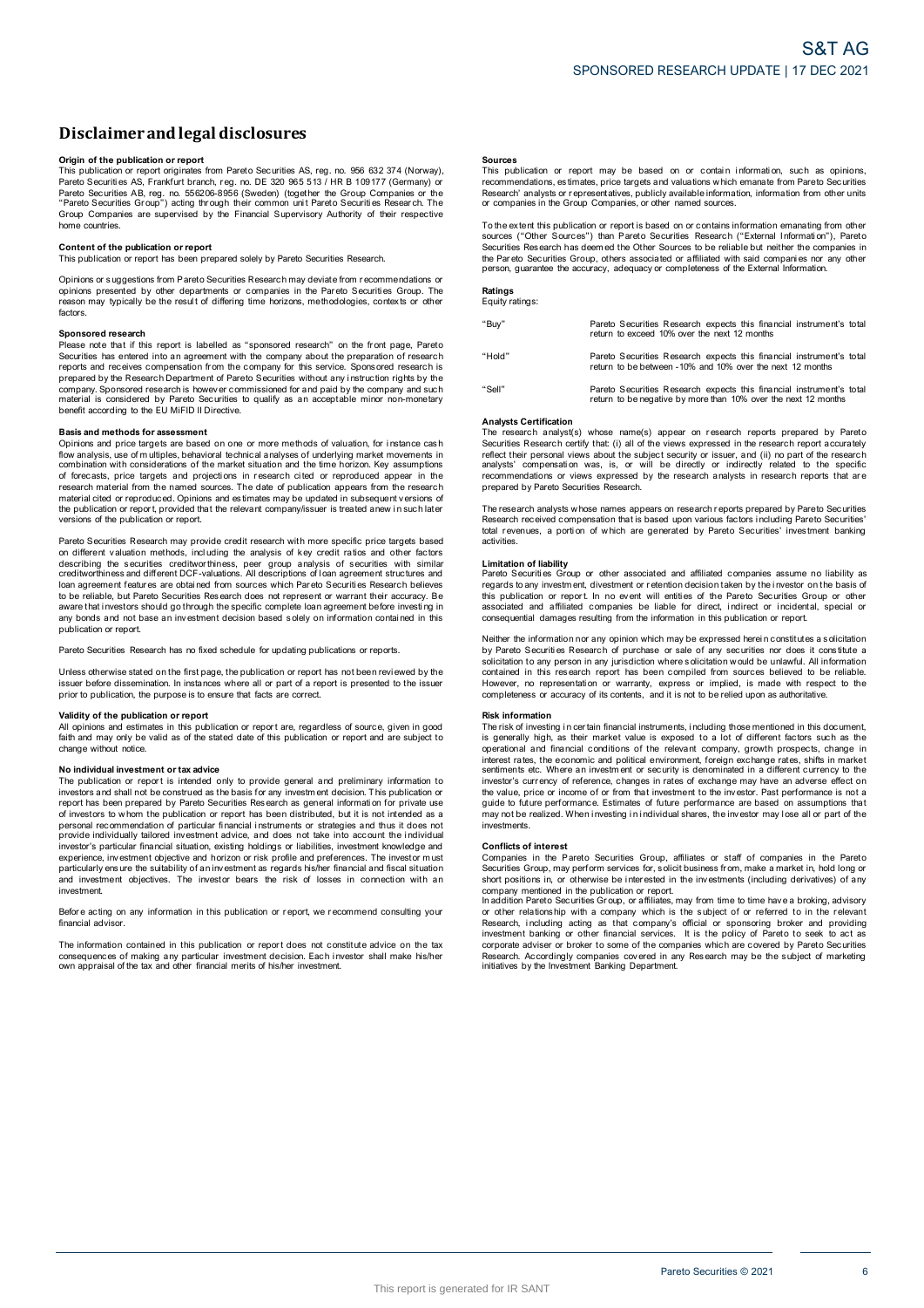# Disclaimer and legal disclosures

**Origin of the publication or report**

This publication or report originates from Pareto Securities AS, reg. no. 956 632 374 (Norway), Pareto Securities AS, Frankfurt branch, reg. no. DE 320 965 513 / HR B 109177 (Germany) or Pareto Securities AB, reg. no. 556206-8956 (Sweden) (together the Group Companies or the "Pareto Securities Group") acting through their common unit Pareto Securities Research. The Group Companies are supervised by the Financial Supervisory Authority of their respective home countries.

**Content of the publication or report**

This publication or report has been prepared solely by Pareto Securities Research.

Opinions or suggestions from Pareto Securities Research may deviate from recommendations or opinions presented by other departments or companies in the Pareto Securities Group. The reason may typically be the result of differing time horizons, methodologies, contexts or other factors.

**Sponsored research**

Please note that if this report is labelled as "sponsored research" on the front page, Pareto Securities has entered into an agreement with the company about the preparation of research reports and receives compensation from the company for this service. Sponsored research is prepared by the Research Department of Pareto Securities without any instruction rights by the company. Sponsored research is however commissioned for and paid by the company and such material is considered by Pareto Securities to qualify as an acceptable minor non-monetary benefit according to the EU MiFID II Directive.

**Basis and methods for assessment**

Opinions and price targets are based on one or more methods of valuation, for instance cash flow analysis, use of multiples, behavioral technical analyses of underlying market movements in combination with considerations of the market situation and the time horizon. Key assumptions of forecasts, price targets and projections in research cited or reproduced appear in the research material from the named sources. The date of publication appears from the research material cited or reproduced. Opinions and estimates may be updated in subsequent versions of the publication or report, provided that the relevant company/issuer is treated anew in such later versions of the publication or report.

Pareto Securities Research may provide credit research with more specific price targets based on different valuation methods, including the analysis of key credit ratios and other factors describing the securities creditworthiness, peer group analysis of securities with similar creditworthiness and different DCF-valuations. All descriptions of loan agreement structures and loan agreement features are obtained from sources which Pareto Securities Research believes to be reliable, but Pareto Securities Research does not represent or warrant their accuracy. Be aware that investors should go through the specific complete loan agreement before investing in any bonds and not base an investment decision based solely on information contained in this publication or report.

Pareto Securities Research has no fixed schedule for updating publications or reports.

Unless otherwise stated on the first page, the publication or report has not been reviewed by the issuer before dissemination. In instances where all or part of a report is presented to the issuer prior to publication, the purpose is to ensure that facts are correct.

**Validity of the publication or report**

All opinions and estimates in this publication or report are, regardless of source, given in good faith and may only be valid as of the stated date of this publication or report and are subject to change without notice.

**No individual investment or tax advice**

The publication or report is intended only to provide general and preliminary information to investors and shall not be construed as the basis for any investment decision. This publication or report has been prepared by Pareto Securities Research as general information for private use of investors to whom the publication or report has been distributed, but it is not intended as a personal recommendation of particular financial instruments or strategies and thus it does not provide individually tailored investment advice, and does not take into account the individual investor's particular financial situation, existing holdings or liabilities, investment knowledge and experience, investment objective and horizon or risk profile and preferences. The investor must particularly ensure the suitability of an investment as regards his/her financial and fiscal situation and investment objectives. The investor bears the risk of losses in connection with an investment.

Before acting on any information in this publication or report, we recommend consulting your financial advisor.

The information contained in this publication or report does not constitute advice on the tax consequences of making any particular investment decision. Each investor shall make his/her own appraisal of the tax and other financial merits of his/her investment.

**Sources**

This publication or report may be based on or contain information, such as opinions, recommendations, estimates, price targets and valuations which emanate from Pareto Securities Research' analysts or representatives, publicly available information, information from other units or companies in the Group Companies, or other named sources.

To the extent this publication or report is based on or contains information emanating from other sources ("Other Sources") than Pareto Securities Research ("External Information"), Pareto Securities Research has deemed the Other Sources to be reliable but neither the companies in the Pareto Securities Group, others associated or affiliated with said companies nor any other person, guarantee the accuracy, adequacy or completeness of the External Information.

**Ratings**

Equity ratings:

| | |
|---|---|
| "Buy" | Pareto Securities Research expects this financial instrument's total return to exceed 10% over the next 12 months |
| "Hold" | Pareto Securities Research expects this financial instrument's total return to be between -10% and 10% over the next 12 months |
| "Sell" | Pareto Securities Research expects this financial instrument's total return to be negative by more than 10% over the next 12 months |

**Analysts Certification**

The research analyst(s) whose name(s) appear on research reports prepared by Pareto Securities Research certify that: (i) all of the views expressed in the research report accurately reflect their personal views about the subject security or issuer, and (ii) no part of the research analysts' compensation was, is, or will be directly or indirectly related to the specific recommendations or views expressed by the research analysts in research reports that are prepared by Pareto Securities Research.

The research analysts whose names appears on research reports prepared by Pareto Securities Research received compensation that is based upon various factors including Pareto Securities' total revenues, a portion of which are generated by Pareto Securities' investment banking activities.

**Limitation of liability**

Pareto Securities Group or other associated and affiliated companies assume no liability as regards to any investment, divestment or retention decision taken by the investor on the basis of this publication or report. In no event will entities of the Pareto Securities Group or other associated and affiliated companies be liable for direct, indirect or incidental, special or consequential damages resulting from the information in this publication or report.

Neither the information nor any opinion which may be expressed herein constitutes a solicitation by Pareto Securities Research of purchase or sale of any securities nor does it constitute a solicitation to any person in any jurisdiction where solicitation would be unlawful. All information contained in this research report has been compiled from sources believed to be reliable. However, no representation or warranty, express or implied, is made with respect to the completeness or accuracy of its contents, and it is not to be relied upon as authoritative.

**Risk information**

The risk of investing in certain financial instruments, including those mentioned in this document, is generally high, as their market value is exposed to a lot of different factors such as the operational and financial conditions of the relevant company, growth prospects, change in interest rates, the economic and political environment, foreign exchange rates, shifts in market sentiments etc. Where an investment or security is denominated in a different currency to the investor's currency of reference, changes in rates of exchange may have an adverse effect on the value, price or income of or from that investment to the investor. Past performance is not a guide to future performance. Estimates of future performance are based on assumptions that may not be realized. When investing in individual shares, the investor may lose all or part of the investments.

**Conflicts of interest**

Companies in the Pareto Securities Group, affiliates or staff of companies in the Pareto Securities Group, may perform services for, solicit business from, make a market in, hold long or short positions in, or otherwise be interested in the investments (including derivatives) of any company mentioned in the publication or report.

In addition Pareto Securities Group, or affiliates, may from time to time have a broking, advisory or other relationship with a company which is the subject of or referred to in the relevant Research, including acting as that company's official or sponsoring broker and providing investment banking or other financial services. It is the policy of Pareto to seek to act as corporate adviser or broker to some of the companies which are covered by Pareto Securities Research. Accordingly companies covered in any Research may be the subject of marketing initiatives by the Investment Banking Department.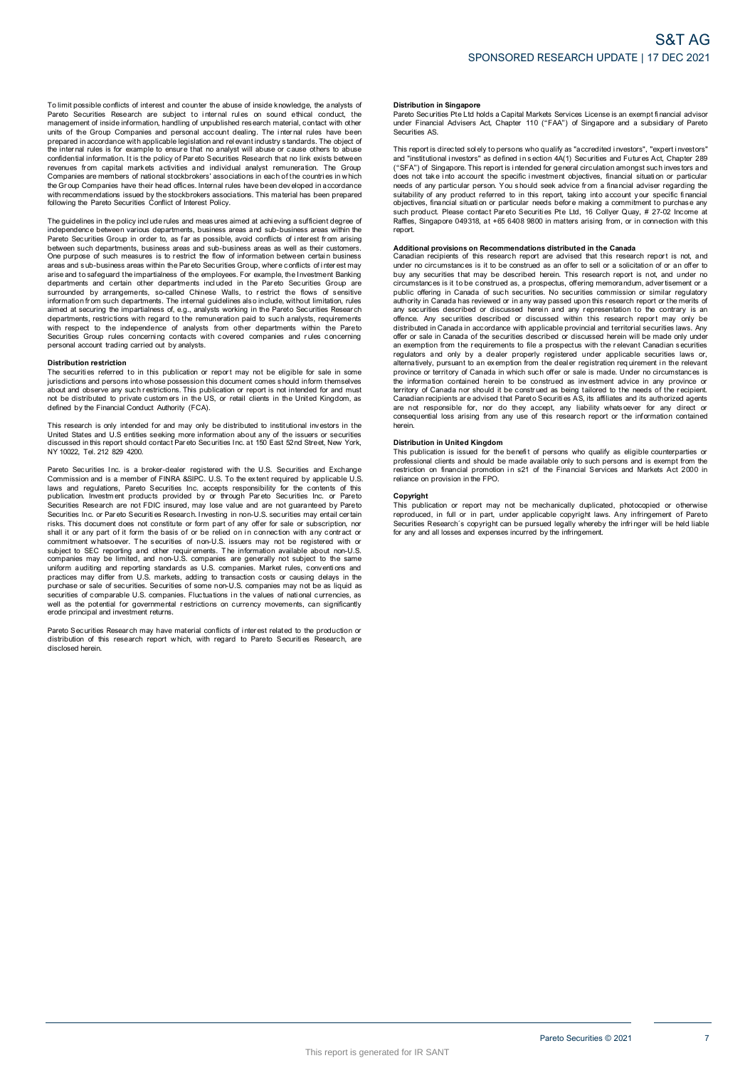To limit possible conflicts of interest and counter the abuse of inside knowledge, the analysts of Pareto Securities Research are subject to internal rules on sound ethical conduct, the management of inside information, handling of unpublished research material, contact with other units of the Group Companies and personal account dealing. The internal rules have been prepared in accordance with applicable legislation and relevant industry standards. The object of the internal rules is for example to ensure that no analyst will abuse or cause others to abuse confidential information. It is the policy of Pareto Securities Research that no link exists between revenues from capital markets activities and individual analyst remuneration. The Group Companies are members of national stockbrokers' associations in each of the countries in which the Group Companies have their head offices. Internal rules have been developed in accordance with recommendations issued by the stockbrokers associations. This material has been prepared following the Pareto Securities Conflict of Interest Policy.

The guidelines in the policy include rules and measures aimed at achieving a sufficient degree of independence between various departments, business areas and sub-business areas within the Pareto Securities Group in order to, as far as possible, avoid conflicts of interest from arising between such departments, business areas and sub-business areas as well as their customers. One purpose of such measures is to restrict the flow of information between certain business areas and sub-business areas within the Pareto Securities Group, where conflicts of interest may arise and to safeguard the impartialness of the employees. For example, the Investment Banking departments and certain other departments included in the Pareto Securities Group are surrounded by arrangements, so-called Chinese Walls, to restrict the flows of sensitive information from such departments. The internal guidelines also include, without limitation, rules aimed at securing the impartialness of, e.g., analysts working in the Pareto Securities Research departments, restrictions with regard to the remuneration paid to such analysts, requirements with respect to the independence of analysts from other departments within the Pareto Securities Group rules concerning contacts with covered companies and rules concerning personal account trading carried out by analysts.

**Distribution restriction**

The securities referred to in this publication or report may not be eligible for sale in some jurisdictions and persons into whose possession this document comes should inform themselves about and observe any such restrictions. This publication or report is not intended for and must not be distributed to private customers in the US, or retail clients in the United Kingdom, as defined by the Financial Conduct Authority (FCA).

This research is only intended for and may only be distributed to institutional investors in the United States and U.S entities seeking more information about any of the issuers or securities discussed in this report should contact Pareto Securities Inc. at 150 East 52nd Street, New York, NY 10022, Tel. 212 829 4200.

Pareto Securities Inc. is a broker-dealer registered with the U.S. Securities and Exchange Commission and is a member of FINRA &SIPC. U.S. To the extent required by applicable U.S. laws and regulations, Pareto Securities Inc. accepts responsibility for the contents of this publication. Investment products provided by or through Pareto Securities Inc. or Pareto Securities Research are not FDIC insured, may lose value and are not guaranteed by Pareto Securities Inc. or Pareto Securities Research. Investing in non-U.S. securities may entail certain risks. This document does not constitute or form part of any offer for sale or subscription, nor shall it or any part of it form the basis of or be relied on in connection with any contract or commitment whatsoever. The securities of non-U.S. issuers may not be registered with or subject to SEC reporting and other requirements. The information available about non-U.S. companies may be limited, and non-U.S. companies are generally not subject to the same uniform auditing and reporting standards as U.S. companies. Market rules, conventions and practices may differ from U.S. markets, adding to transaction costs or causing delays in the purchase or sale of securities. Securities of some non-U.S. companies may not be as liquid as securities of comparable U.S. companies. Fluctuations in the values of national currencies, as well as the potential for governmental restrictions on currency movements, can significantly erode principal and investment returns.

Pareto Securities Research may have material conflicts of interest related to the production or distribution of this research report which, with regard to Pareto Securities Research, are disclosed herein.

**Distribution in Singapore**

Pareto Securities Pte Ltd holds a Capital Markets Services License is an exempt financial advisor under Financial Advisers Act, Chapter 110 ("FAA") of Singapore and a subsidiary of Pareto Securities AS.

This report is directed solely to persons who qualify as "accredited investors", "expert investors" and "institutional investors" as defined in section 4A(1) Securities and Futures Act, Chapter 289 ("SFA") of Singapore. This report is intended for general circulation amongst such investors and does not take into account the specific investment objectives, financial situation or particular needs of any particular person. You should seek advice from a financial adviser regarding the suitability of any product referred to in this report, taking into account your specific financial objectives, financial situation or particular needs before making a commitment to purchase any such product. Please contact Pareto Securities Pte Ltd, 16 Collyer Quay, # 27-02 Income at Raffles, Singapore 049318, at +65 6408 9800 in matters arising from, or in connection with this report.

**Additional provisions on Recommendations distributed in the Canada**

Canadian recipients of this research report are advised that this research report is not, and under no circumstances is it to be construed as an offer to sell or a solicitation of or an offer to buy any securities that may be described herein. This research report is not, and under no circumstances is it to be construed as, a prospectus, offering memorandum, advertisement or a public offering in Canada of such securities. No securities commission or similar regulatory authority in Canada has reviewed or in any way passed upon this research report or the merits of any securities described or discussed herein and any representation to the contrary is an offence. Any securities described or discussed within this research report may only be distributed in Canada in accordance with applicable provincial and territorial securities laws. Any offer or sale in Canada of the securities described or discussed herein will be made only under an exemption from the requirements to file a prospectus with the relevant Canadian securities regulators and only by a dealer properly registered under applicable securities laws or, alternatively, pursuant to an exemption from the dealer registration requirement in the relevant province or territory of Canada in which such offer or sale is made. Under no circumstances is the information contained herein to be construed as investment advice in any province or territory of Canada nor should it be construed as being tailored to the needs of the recipient. Canadian recipients are advised that Pareto Securities AS, its affiliates and its authorized agents are not responsible for, nor do they accept, any liability whatsoever for any direct or consequential loss arising from any use of this research report or the information contained herein.

**Distribution in United Kingdom**

This publication is issued for the benefit of persons who qualify as eligible counterparties or professional clients and should be made available only to such persons and is exempt from the restriction on financial promotion in s21 of the Financial Services and Markets Act 2000 in reliance on provision in the FPO.

**Copyright**

This publication or report may not be mechanically duplicated, photocopied or otherwise reproduced, in full or in part, under applicable copyright laws. Any infringement of Pareto Securities Research´s copyright can be pursued legally whereby the infringer will be held liable for any and all losses and expenses incurred by the infringement.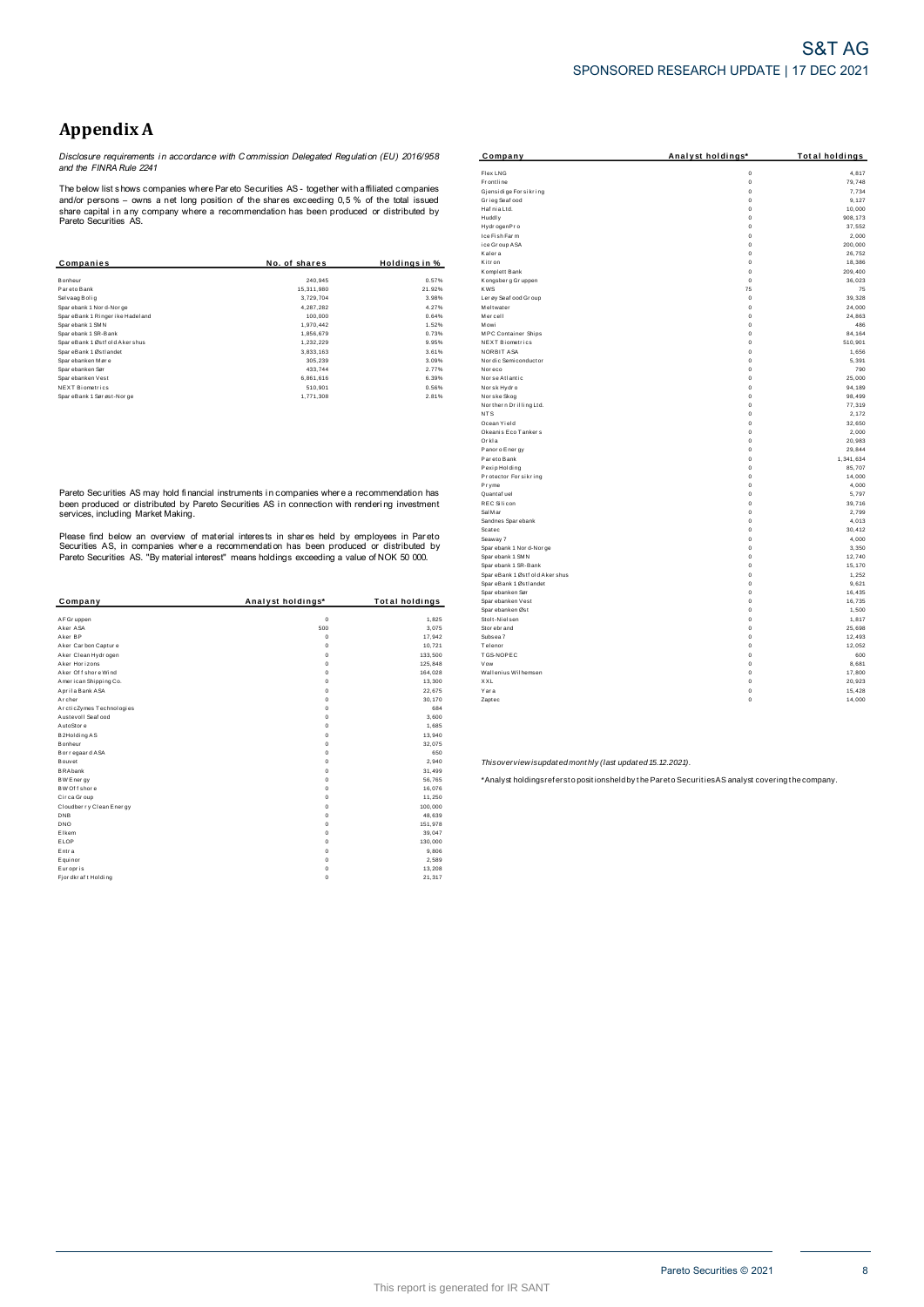# Appendix A

*Disclosure requirements in accordance with Commission Delegated Regulation (EU) 2016/958 and the FINRA Rule 2241*

The below list shows companies where Pareto Securities AS - together with affiliated companies and/or persons – owns a net long position of the shares exceeding 0,5 % of the total issued share capital in any company where a recommendation has been produced or distributed by Pareto Securities AS.

| Companies | No. of shares | Holdings in % |
|---|---|---|
| Bonheur | 240,945 | 0.57% |
| Pareto Bank | 15,311,980 | 21.92% |
| Selvaag Bolig | 3,729,704 | 3.98% |
| Sparebank 1 Nord-Norge | 4,287,282 | 4.27% |
| SpareBank 1 Ringerike Hadeland | 100,000 | 0.64% |
| Sparebank 1 SMN | 1,970,442 | 1.52% |
| Sparebank 1 SR-Bank | 1,856,679 | 0.73% |
| SpareBank 1 Østfold Akershus | 1,232,229 | 9.95% |
| SpareBank 1 Østlandet | 3,833,163 | 3.61% |
| Sparebanken Møre | 305,239 | 3.09% |
| Sparebanken Sør | 433,744 | 2.77% |
| Sparebanken Vest | 6,861,616 | 6.39% |
| NEXT Biometrics | 510,901 | 0.56% |
| SpareBank 1 Sørøst-Norge | 1,771,308 | 2.81% |

Pareto Securities AS may hold financial instruments in companies where a recommendation has been produced or distributed by Pareto Securities AS in connection with rendering investment services, including Market Making.

Please find below an overview of material interests in shares held by employees in Pareto Securities AS, in companies where a recommendation has been produced or distributed by Pareto Securities AS. "By material interest" means holdings exceeding a value of NOK 50 000.

| Company | Analyst holdings* | Total holdings |
|---|---|---|
| AF Gruppen | 0 | 1,825 |
| Aker ASA | 500 | 3,075 |
| Aker BP | 0 | 17,942 |
| Aker Carbon Capture | 0 | 10,721 |
| Aker Clean Hydrogen | 0 | 133,500 |
| Aker Horizons | 0 | 125,848 |
| Aker Offshore Wind | 0 | 164,028 |
| American Shipping Co. | 0 | 13,300 |
| Aprila Bank ASA | 0 | 22,675 |
| Archer | 0 | 30,170 |
| ArcticZymes Technologies | 0 | 684 |
| Austevoll Seafood | 0 | 3,600 |
| AutoStore | 0 | 1,685 |
| B2Holding AS | 0 | 13,940 |
| Bonheur | 0 | 32,075 |
| Borregaard ASA | 0 | 650 |
| Bouvet | 0 | 2,940 |
| BRAbank | 0 | 31,499 |
| BW Energy | 0 | 56,765 |
| BW Offshore | 0 | 16,076 |
| Circa Group | 0 | 11,250 |
| Cloudberry Clean Energy | 0 | 100,000 |
| DNB | 0 | 48,639 |
| DNO | 0 | 151,978 |
| Elkem | 0 | 39,047 |
| ELOP | 0 | 130,000 |
| Entra | 0 | 9,806 |
| Equinor | 0 | 2,589 |
| Europris | 0 | 13,208 |
| Fjordkraft Holding | 0 | 21,317 |
| Flex LNG | 0 | 4,817 |
| Frontline | 0 | 79,748 |
| Gjensidige Forsikring | 0 | 7,734 |
| Grieg Seafood | 0 | 9,127 |
| Hafnia Ltd. | 0 | 10,000 |
| Huddly | 0 | 908,173 |
| HydrogenPro | 0 | 37,552 |
| Ice Fish Farm | 0 | 2,000 |
| ice Group ASA | 0 | 200,000 |
| Kalera | 0 | 26,752 |
| Kitron | 0 | 18,386 |
| Komplett Bank | 0 | 209,400 |
| Kongsberg Gruppen | 0 | 36,023 |
| KWS | 75 | 75 |
| Lerøy Seafood Group | 0 | 39,328 |
| Meltwater | 0 | 24,000 |
| Mercell | 0 | 24,863 |
| Mowi | 0 | 486 |
| MPC Container Ships | 0 | 84,164 |
| NEXT Biometrics | 0 | 510,901 |
| NORBIT ASA | 0 | 1,656 |
| Nordic Semiconductor | 0 | 5,391 |
| Noreco | 0 | 790 |
| Norse Atlantic | 0 | 25,000 |
| Norsk Hydro | 0 | 94,189 |
| Norske Skog | 0 | 98,499 |
| Northern Drilling Ltd. | 0 | 77,319 |
| NTS | 0 | 2,172 |
| Ocean Yield | 0 | 32,650 |
| Okeanis Eco Tankers | 0 | 2,000 |
| Orkla | 0 | 20,983 |
| Panoro Energy | 0 | 29,844 |
| Pareto Bank | 0 | 1,341,634 |
| Pexip Holding | 0 | 85,707 |
| Protector Forsikring | 0 | 14,000 |
| Pryme | 0 | 4,000 |
| Quantafuel | 0 | 5,797 |
| REC Silicon | 0 | 39,716 |
| SalMar | 0 | 2,799 |
| Sandnes Sparebank | 0 | 4,013 |
| Scatec | 0 | 30,412 |
| Seaway 7 | 0 | 4,000 |
| Sparebank 1 Nord-Norge | 0 | 3,350 |
| Sparebank 1 SMN | 0 | 12,740 |
| Sparebank 1 SR-Bank | 0 | 15,170 |
| SpareBank 1 Østfold Akershus | 0 | 1,252 |
| SpareBank 1 Østlandet | 0 | 9,621 |
| Sparebanken Sør | 0 | 16,435 |
| Sparebanken Vest | 0 | 16,735 |
| Sparebanken Øst | 0 | 1,500 |
| Stolt-Nielsen | 0 | 1,817 |
| Storebrand | 0 | 25,698 |
| Subsea 7 | 0 | 12,493 |
| Telenor | 0 | 12,052 |
| TGS-NOPEC | 0 | 600 |
| Vow | 0 | 8,681 |
| Wallenius Wilhemsen | 0 | 17,800 |
| XXL | 0 | 20,923 |
| Yara | 0 | 15,428 |
| Zaptec | 0 | 14,000 |

*This overview is updated monthly (last updated 15.12.2021).*

*Analyst holdings refers to positions held by the Pareto Securities AS analyst covering the company.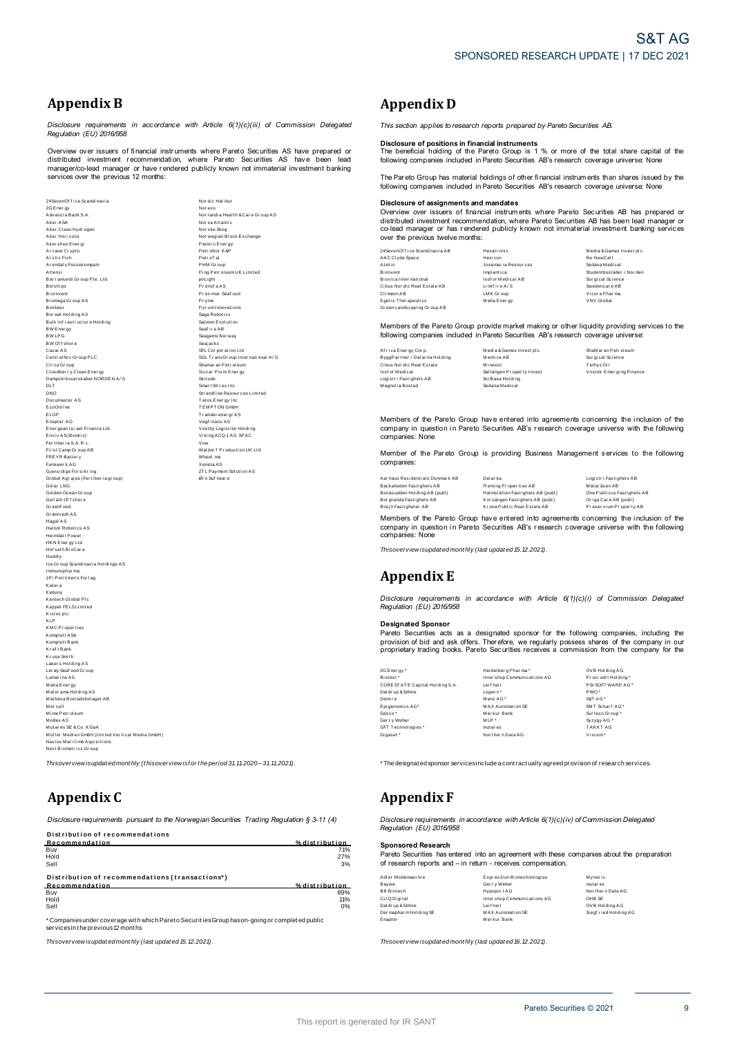## Appendix B

*Disclosure requirements in accordance with Article 6(1)(c)(iii) of Commission Delegated Regulation (EU) 2016/958*

Overview over issuers of financial instruments where Pareto Securities AS have prepared or distributed investment recommendation, where Pareto Securities AS have been lead manager/co-lead manager or have rendered publicly known not immaterial investment banking services over the previous 12 months:

| | |
|---|---|
| 24SevenOffice Scandinavia | Nordic Halibut |
| 2G Energy | Noreco |
| Advanzia Bank S.A. | Norlandia Health & Care Group AS |
| Aker ASA | Norse Atlantic |
| Aker Clean Hydrogen | Norske Skog |
| Aker Horizons | Norwegian Block Exchange |
| Akershus Energi | Panoro Energy |
| Arcane Crypto | PetroNor E&P |
| Arctic Fish | PetroTal |
| Arendals Fossekompani | PHM Group |
| Attensi | Ping Petroleum UK Limited |
| Barramundi Group Pte. Ltd. | poLight |
| Belships | Pronofa AS |
| BioInvent | Proximar Seafood |
| Biomega Group AS | Pryme |
| Bonheur | PyrumInnovations |
| Boreal Holding AS | Saga Robotics |
| Bulk Infrastructure Holding | Salmon Evolution |
| BW Energy | Seafire AB |
| BW LPG | Seagems Norway |
| BW Offshore | Seajacks |
| Cavai AS | SFL Corporation Ltd |
| CentralNic Group PLC | SGL TransGroup International A/S |
| Circa Group | Shamaran Petroleum |
| Cloudberry Clean Energy | Siccar Point Energy |
| Dampskibsselskabet NORDEN A/S | Skitude |
| DLT | Smart Wires Inc. |
| DNO | Strandline Resources Limited |
| Documaster AS | Talos Energy Inc |
| EcoOnline | TEMPTON GmbH |
| ELOP | Trønderenergi AS |
| Enapter AG | Vegfinans AS |
| Energean Israel Finance Ltd. | Vestby Logistikk Holding |
| Enviv AS (Bookis) | Viking ACQ 1 AS, SPAC |
| Fertiberia S.A.R.L. | Vow |
| First Camp Group AB | Waldorf Production UK Ltd |
| FREYR Battery | Wheel.me |
| Funkwerk AG | Xeneta AS |
| Gjensidige Forsikring | ZTL Payment Solution AS |
| Global Agrajes (Fertiberia group) | Ørn Software |
| Golar LNG | |
| Golden Ocean Group | |
| Goliath Offshore | |
| Greenfood | |
| Grøntvedt AS | |
| Hagal AS | |
| Halodi Robotics AS | |
| Heimdall Power | |
| HKN Energy Ltd | |
| Hofseth BioCare | |
| Huddly | |
| Ice Group Scandinavia Holdings AS | |
| Immunopharma | |
| JP/ Politiken's Forlag | |
| Kalera | |
| Kebony | |
| Kentech Global Plc | |
| Keppel FELS Limited | |
| Kistos plc. | |
| KLP | |
| KMC Properties | |
| Komplett ASA | |
| Komplett Bank | |
| Kraft Bank | |
| Kruse Smith | |
| Lakers Holding AS | |
| Lerøy Seafood Group | |
| Lumarine AS | |
| Maha Energy | |
| Malorama Holding AS | |
| Mathesa Bostadsbolaget AB | |
| Mercell | |
| Mime Petroleum | |
| Modex AS | |
| Mutares SE & Co. KGaA | |
| Müller Medien GmbH (United Vertical Media GmbH) | |
| Navios Maritime Aquisitions | |
| Next Biometrics Group | |

*This overview is updated monthly (this overview is for the period 31.11.2020 – 31.11.2021).*

## Appendix C

*Disclosure requirements pursuant to the Norwegian Securities Trading Regulation § 3-11 (4)*

**Distribution of recommendations**

| Recommendation | % distribution |
|---|---|
| Buy | 71% |
| Hold | 27% |
| Sell | 3% |

**Distribution of recommendations (transactions\*)**

| Recommendation | % distribution |
|---|---|
| Buy | 89% |
| Hold | 11% |
| Sell | 0% |

\* Companies under coverage with which Pareto Securities Group has on-going or completed public services in the previous 12 months

*This overview is updated monthly (last updated 15.12.2021).*

## Appendix D

*This section applies to research reports prepared by Pareto Securities AB.*

**Disclosure of positions in financial instruments**

The beneficial holding of the Pareto Group is 1 % or more of the total share capital of the following companies included in Pareto Securities AB's research coverage universe: None

The Pareto Group has material holdings of other financial instruments than shares issued by the following companies included in Pareto Securities AB's research coverage universe: None

**Disclosure of assignments and mandates**

Overview over issuers of financial instruments where Pareto Securities AB has prepared or distributed investment recommendation, where Pareto Securities AB has been lead manager or co-lead manager or has rendered publicly known not immaterial investment banking services over the previous twelve months:

| | | |
|---|---|---|
| 24SevenOffice Scandinavia AB | Hexatronic | Media & Games Invest plc. |
| AAC Clyde Space | Hexicon | Re:NewCell |
| Azelio | Josemaria Resources | Sedana Medical |
| Bionvent | Implantica | Studentbostäder i Norden |
| Biovica International | Isofol Medical AB | Surgical Science |
| Cibus Nordic Real Estate AB | Linkfire A/S | Swedencare AB |
| Climeon AB | LMK Group | Vicore Pharma |
| Egetis Therapeutics | Maha Energy | VNV Global |
| Green Landscaping Group AB | | |

Members of the Pareto Group provide market making or other liquidity providing services to the following companies included in Pareto Securities AB's research coverage universe:

| | | |
|---|---|---|
| Africa Energy Corp. | Media & Games Invest plc. | ShaMaran Petroleum |
| ByggPartner i Dalarna Holding | Mentice AB | Surgical Science |
| Cibus Nordic Real Estate | Minesto | Tethys Oil |
| Isofol Medical | Saltängen Property Invest | Vostok Emerging Finance |
| Logistri Fastighets AB | SciBase Holding | |
| Magnolia Bostad | Sedana Medical | |

Members of the Pareto Group have entered into agreements concerning the inclusion of the company in question in Pareto Securities AB's research coverage universe with the following companies: None

Member of the Pareto Group is providing Business Management services to the following companies:

| | | |
|---|---|---|
| Aarhus Residentials Denmark AB | Delarka | Logistri Fastighets AB |
| Backaheden Fastighets AB | Fleming Properties AB | Mälaråsen AB |
| Bonäsudden Holding AB (publ) | Halmslätten Fastighets AB (publ) | One Publicus Fastighets AB |
| Berglanda Fastighets AB | Korsängen Fastighets AB (publ) | Origa Care AB (publ) |
| Bosjö Fastigheter AB | Krona Public Real Estate AB | Preservium Property AB |

Members of the Pareto Group have entered into agreements concerning the inclusion of the company in question in Pareto Securities AB's research coverage universe with the following companies: None

*This overview is updated monthly (last updated 15.12.2021).*

## Appendix E

*Disclosure requirements in accordance with Article 6(1)(c)(i) of Commission Delegated Regulation (EU) 2016/958*

**Designated Sponsor**

Pareto Securities acts as a designated sponsor for the following companies, including the provision of bid and ask offers. Therefore, we regularly possess shares of the company in our proprietary trading books. Pareto Securities receives a commission from the company for the

| | | |
|---|---|---|
| 2G Energy\* | Heidelberg Pharma\* | OVB Holding AG |
| Biotest\* | Intershop Communications AG | Procredit Holding\* |
| CORESTATE Capital Holding S.A. | Leifheit | PSI SOFTWARE AG\* |
| Daldrup & Söhne | Logwin\* | PWO\* |
| Demire | Manz AG\* | S&T AG\* |
| Epigenomics AG\* | MAX Automation SE | SMT Scharf AG\* |
| Gesco\* | Merkur Bank | Surteco Group\* |
| Gerry Weber | MLP\* | Syzygy AG\* |
| GFT Technologies\* | mutares | TAKKT AG |
| Gigaset\* | Northern Data AG | Viscom\* |

\* The designated sponsor services include a contractually agreed provision of research services.

## Appendix F

*Disclosure requirements in accordance with Article 6(1)(c)(iv) of Commission Delegated Regulation (EU) 2016/958*

**Sponsored Research**

Pareto Securities has entered into an agreement with these companies about the preparation of research reports and – in return - receives compensation.

| | | |
|---|---|---|
| Adler Modemaerkte | Expres2ion Biotechnologies | Mynaric |
| Baywa | Gerry Weber | mutares |
| BB Biotech | Hypoport AG | Northern Data AG |
| CLIQ Digital | Intershop Communications AG | OHB SE |
| Daldrup & Söhne | Leifheit | OVB Holding AG |
| Dermapharm Holding SE | MAX Automation SE | Siegfried Holding AG |
| Enapter | Merkur Bank | |

*This overview is updated monthly (last updated 16.12.2021).*